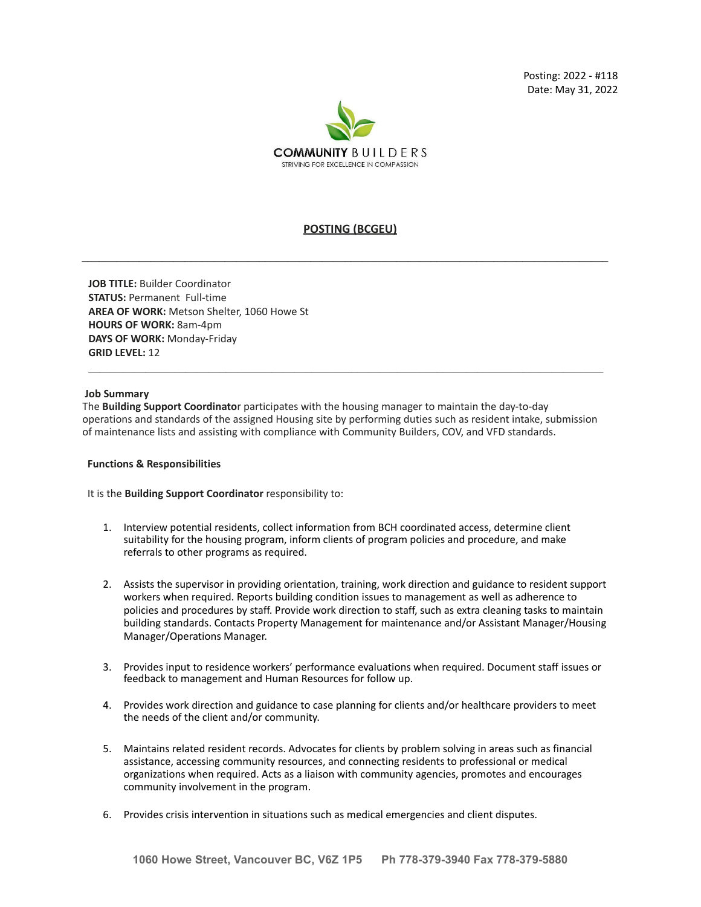Posting: 2022 - #118
Date: May 31, 2022

**COMMUNITY** BUILDERS
STRIVING FOR EXCELLENCE IN COMPASSION

## POSTING (BCGEU)

---

**JOB TITLE:** Builder Coordinator
**STATUS:** Permanent Full-time
**AREA OF WORK:** Metson Shelter, 1060 Howe St
**HOURS OF WORK:** 8am-4pm
**DAYS OF WORK:** Monday-Friday
**GRID LEVEL:** 12

---

**Job Summary**

The **Building Support Coordinato**r participates with the housing manager to maintain the day-to-day operations and standards of the assigned Housing site by performing duties such as resident intake, submission of maintenance lists and assisting with compliance with Community Builders, COV, and VFD standards.

**Functions & Responsibilities**

It is the **Building Support Coordinator** responsibility to:

1. Interview potential residents, collect information from BCH coordinated access, determine client suitability for the housing program, inform clients of program policies and procedure, and make referrals to other programs as required.

2. Assists the supervisor in providing orientation, training, work direction and guidance to resident support workers when required. Reports building condition issues to management as well as adherence to policies and procedures by staff. Provide work direction to staff, such as extra cleaning tasks to maintain building standards. Contacts Property Management for maintenance and/or Assistant Manager/Housing Manager/Operations Manager.

3. Provides input to residence workers' performance evaluations when required. Document staff issues or feedback to management and Human Resources for follow up.

4. Provides work direction and guidance to case planning for clients and/or healthcare providers to meet the needs of the client and/or community.

5. Maintains related resident records. Advocates for clients by problem solving in areas such as financial assistance, accessing community resources, and connecting residents to professional or medical organizations when required. Acts as a liaison with community agencies, promotes and encourages community involvement in the program.

6. Provides crisis intervention in situations such as medical emergencies and client disputes.

**1060 Howe Street, Vancouver BC, V6Z 1P5 Ph 778-379-3940 Fax 778-379-5880**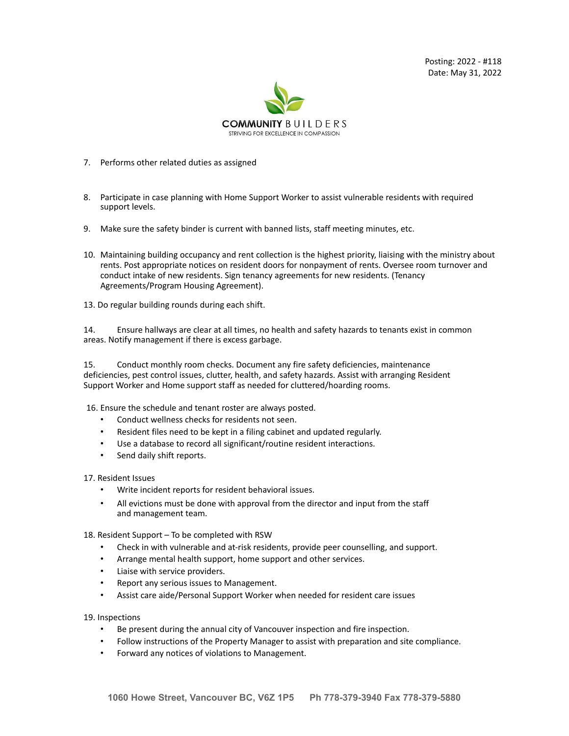7. Performs other related duties as assigned

8. Participate in case planning with Home Support Worker to assist vulnerable residents with required support levels.

9. Make sure the safety binder is current with banned lists, staff meeting minutes, etc.

10. Maintaining building occupancy and rent collection is the highest priority, liaising with the ministry about rents. Post appropriate notices on resident doors for nonpayment of rents. Oversee room turnover and conduct intake of new residents. Sign tenancy agreements for new residents. (Tenancy Agreements/Program Housing Agreement).

13. Do regular building rounds during each shift.

14. Ensure hallways are clear at all times, no health and safety hazards to tenants exist in common areas. Notify management if there is excess garbage.

15. Conduct monthly room checks. Document any fire safety deficiencies, maintenance deficiencies, pest control issues, clutter, health, and safety hazards. Assist with arranging Resident Support Worker and Home support staff as needed for cluttered/hoarding rooms.

16. Ensure the schedule and tenant roster are always posted.
    - Conduct wellness checks for residents not seen.
    - Resident files need to be kept in a filing cabinet and updated regularly.
    - Use a database to record all significant/routine resident interactions.
    - Send daily shift reports.

17. Resident Issues
    - Write incident reports for resident behavioral issues.
    - All evictions must be done with approval from the director and input from the staff and management team.

18. Resident Support – To be completed with RSW
    - Check in with vulnerable and at-risk residents, provide peer counselling, and support.
    - Arrange mental health support, home support and other services.
    - Liaise with service providers.
    - Report any serious issues to Management.
    - Assist care aide/Personal Support Worker when needed for resident care issues

19. Inspections
    - Be present during the annual city of Vancouver inspection and fire inspection.
    - Follow instructions of the Property Manager to assist with preparation and site compliance.
    - Forward any notices of violations to Management.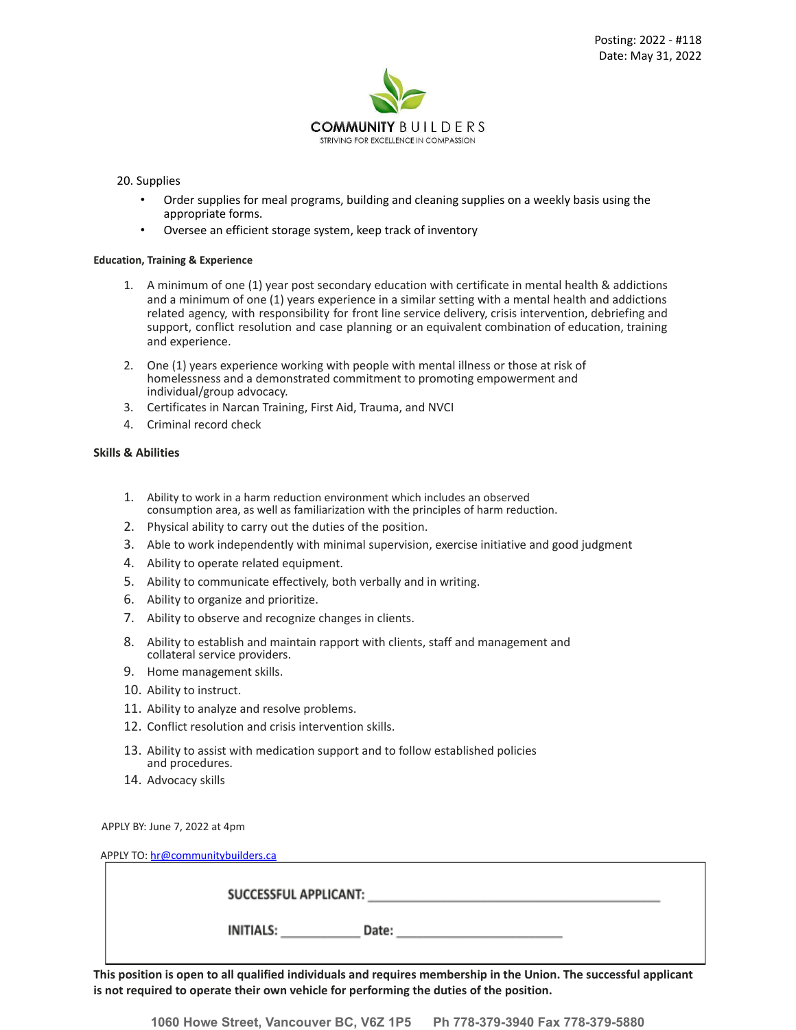Posting: 2022 - #118
Date: May 31, 2022

COMMUNITY BUILDERS
STRIVING FOR EXCELLENCE IN COMPASSION

20. Supplies
    - Order supplies for meal programs, building and cleaning supplies on a weekly basis using the appropriate forms.
    - Oversee an efficient storage system, keep track of inventory

**Education, Training & Experience**

1. A minimum of one (1) year post secondary education with certificate in mental health & addictions and a minimum of one (1) years experience in a similar setting with a mental health and addictions related agency, with responsibility for front line service delivery, crisis intervention, debriefing and support, conflict resolution and case planning or an equivalent combination of education, training and experience.
2. One (1) years experience working with people with mental illness or those at risk of homelessness and a demonstrated commitment to promoting empowerment and individual/group advocacy.
3. Certificates in Narcan Training, First Aid, Trauma, and NVCI
4. Criminal record check

**Skills & Abilities**

1. Ability to work in a harm reduction environment which includes an observed consumption area, as well as familiarization with the principles of harm reduction.
2. Physical ability to carry out the duties of the position.
3. Able to work independently with minimal supervision, exercise initiative and good judgment
4. Ability to operate related equipment.
5. Ability to communicate effectively, both verbally and in writing.
6. Ability to organize and prioritize.
7. Ability to observe and recognize changes in clients.
8. Ability to establish and maintain rapport with clients, staff and management and collateral service providers.
9. Home management skills.
10. Ability to instruct.
11. Ability to analyze and resolve problems.
12. Conflict resolution and crisis intervention skills.
13. Ability to assist with medication support and to follow established policies and procedures.
14. Advocacy skills

APPLY BY: June 7, 2022 at 4pm

APPLY TO: hr@communitybuilders.ca

**SUCCESSFUL APPLICANT:** ______________________________

**INITIALS:** __________ **Date:** ____________________

**This position is open to all qualified individuals and requires membership in the Union. The successful applicant is not required to operate their own vehicle for performing the duties of the position.**

1060 Howe Street, Vancouver BC, V6Z 1P5 Ph 778-379-3940 Fax 778-379-5880